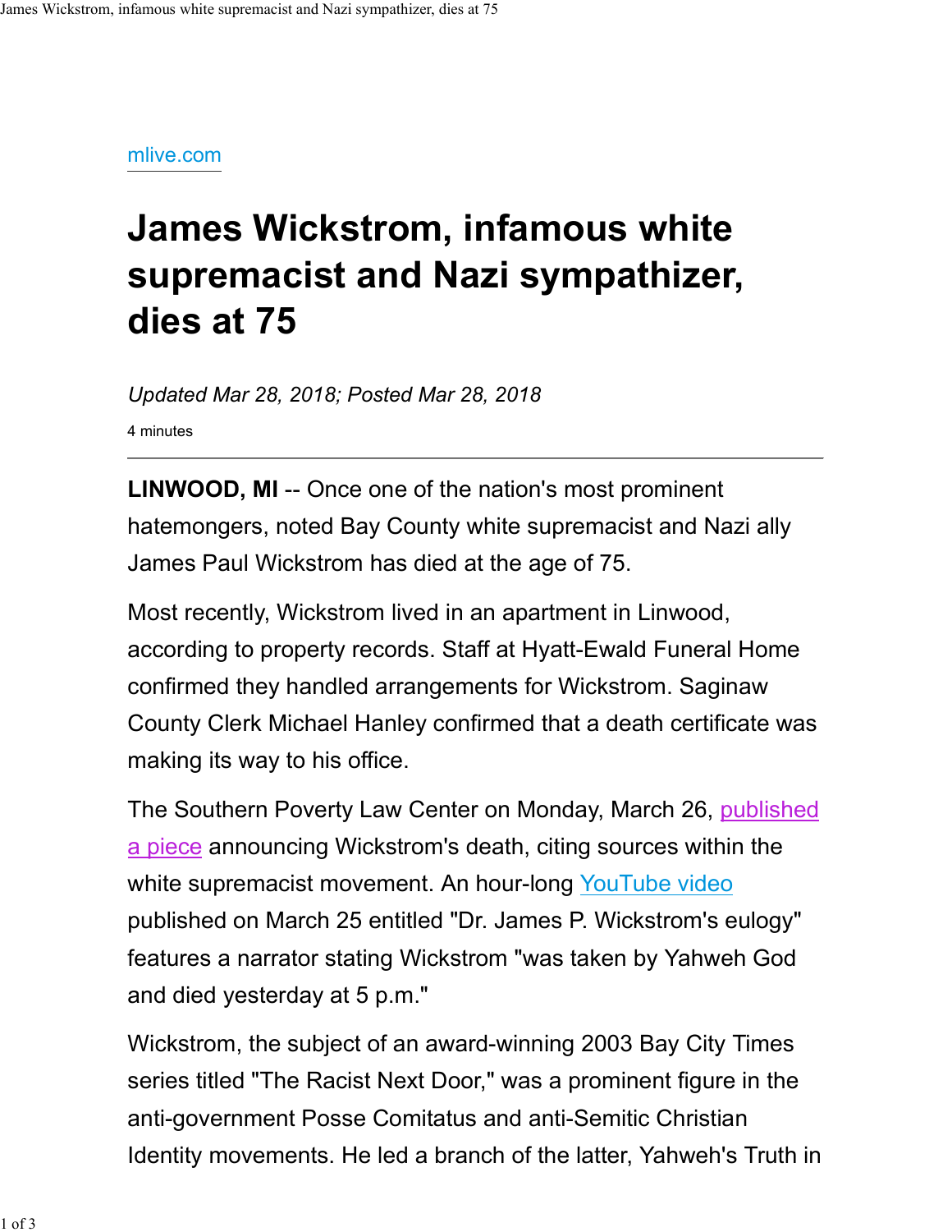mlive.com

# James Wickstrom, infamous white supremacist and Nazi sympathizer, dies at 75

*Updated Mar 28, 2018; Posted Mar 28, 2018*

4 minutes

---

**LINWOOD, MI** -- Once one of the nation's most prominent hatemongers, noted Bay County white supremacist and Nazi ally James Paul Wickstrom has died at the age of 75.

Most recently, Wickstrom lived in an apartment in Linwood, according to property records. Staff at Hyatt-Ewald Funeral Home confirmed they handled arrangements for Wickstrom. Saginaw County Clerk Michael Hanley confirmed that a death certificate was making its way to his office.

The Southern Poverty Law Center on Monday, March 26, published a piece announcing Wickstrom's death, citing sources within the white supremacist movement. An hour-long YouTube video published on March 25 entitled "Dr. James P. Wickstrom's eulogy" features a narrator stating Wickstrom "was taken by Yahweh God and died yesterday at 5 p.m."

Wickstrom, the subject of an award-winning 2003 Bay City Times series titled "The Racist Next Door," was a prominent figure in the anti-government Posse Comitatus and anti-Semitic Christian Identity movements. He led a branch of the latter, Yahweh's Truth in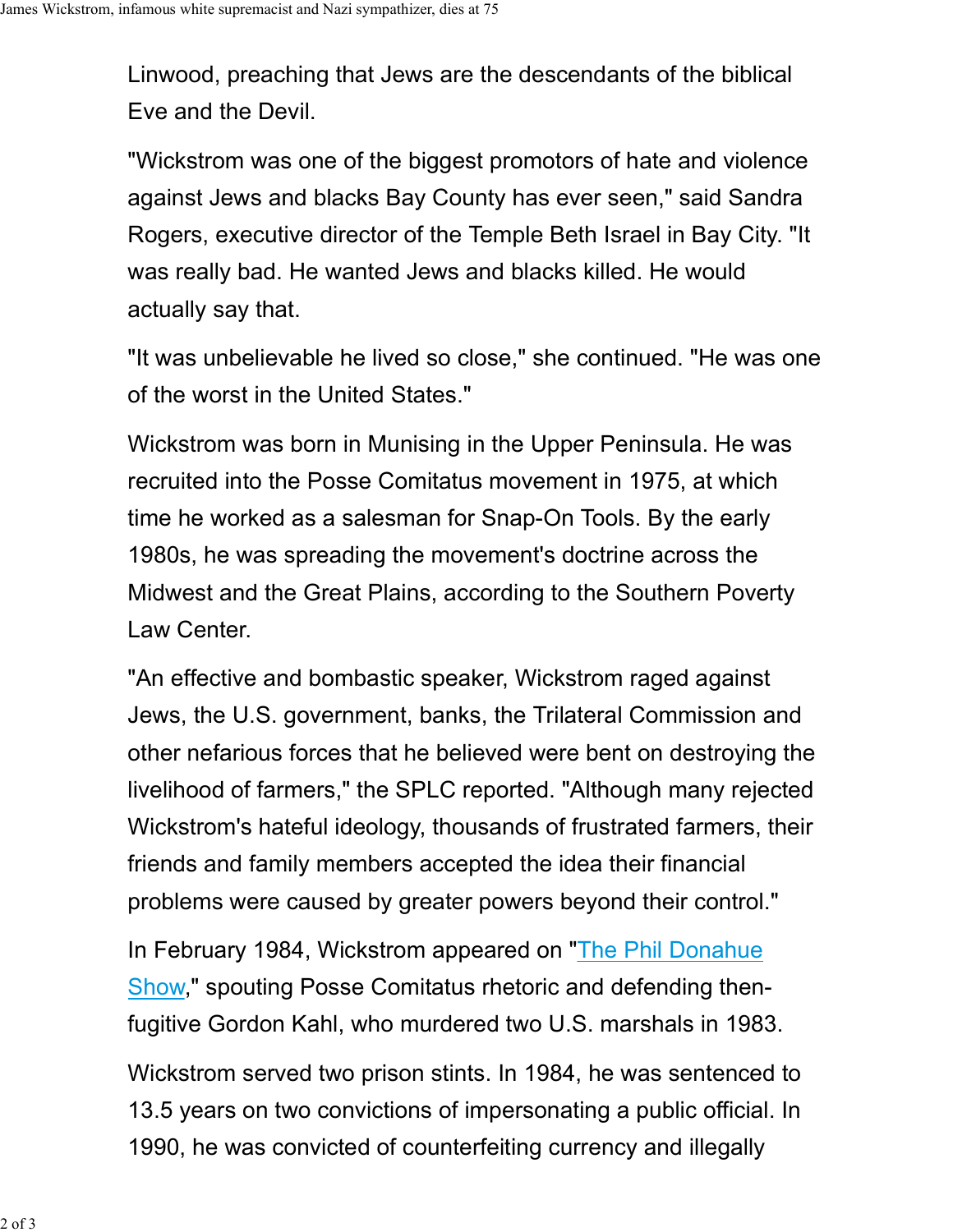Linwood, preaching that Jews are the descendants of the biblical Eve and the Devil.

"Wickstrom was one of the biggest promotors of hate and violence against Jews and blacks Bay County has ever seen," said Sandra Rogers, executive director of the Temple Beth Israel in Bay City. "It was really bad. He wanted Jews and blacks killed. He would actually say that.

"It was unbelievable he lived so close," she continued. "He was one of the worst in the United States."

Wickstrom was born in Munising in the Upper Peninsula. He was recruited into the Posse Comitatus movement in 1975, at which time he worked as a salesman for Snap-On Tools. By the early 1980s, he was spreading the movement's doctrine across the Midwest and the Great Plains, according to the Southern Poverty Law Center.

"An effective and bombastic speaker, Wickstrom raged against Jews, the U.S. government, banks, the Trilateral Commission and other nefarious forces that he believed were bent on destroying the livelihood of farmers," the SPLC reported. "Although many rejected Wickstrom's hateful ideology, thousands of frustrated farmers, their friends and family members accepted the idea their financial problems were caused by greater powers beyond their control."

In February 1984, Wickstrom appeared on "The Phil Donahue Show," spouting Posse Comitatus rhetoric and defending then-fugitive Gordon Kahl, who murdered two U.S. marshals in 1983.

Wickstrom served two prison stints. In 1984, he was sentenced to 13.5 years on two convictions of impersonating a public official. In 1990, he was convicted of counterfeiting currency and illegally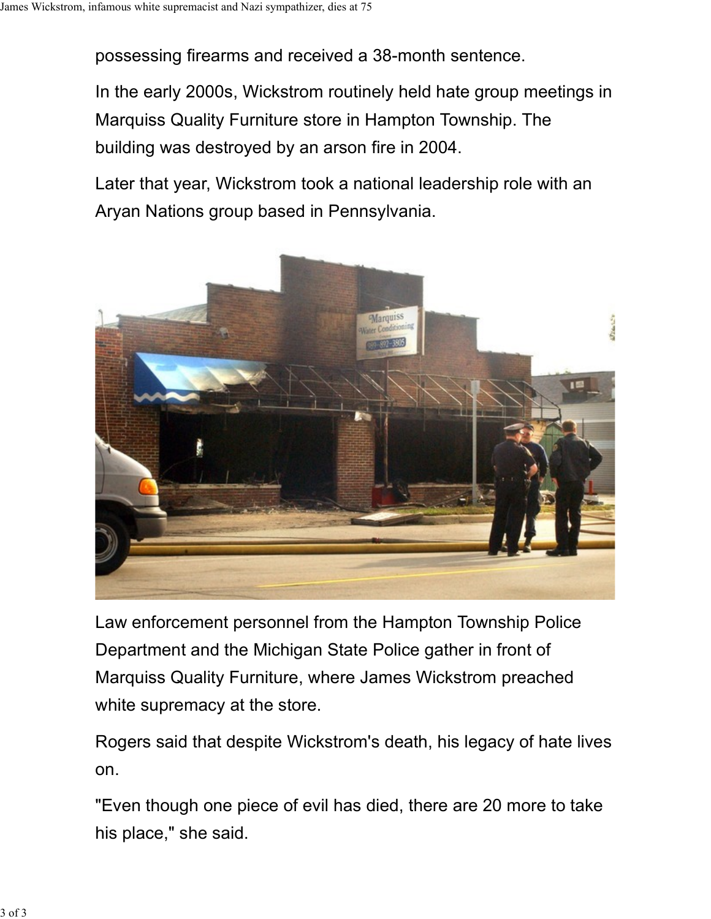possessing firearms and received a 38-month sentence.

In the early 2000s, Wickstrom routinely held hate group meetings in Marquiss Quality Furniture store in Hampton Township. The building was destroyed by an arson fire in 2004.

Later that year, Wickstrom took a national leadership role with an Aryan Nations group based in Pennsylvania.

Law enforcement personnel from the Hampton Township Police Department and the Michigan State Police gather in front of Marquiss Quality Furniture, where James Wickstrom preached white supremacy at the store.

Rogers said that despite Wickstrom's death, his legacy of hate lives on.

"Even though one piece of evil has died, there are 20 more to take his place," she said.